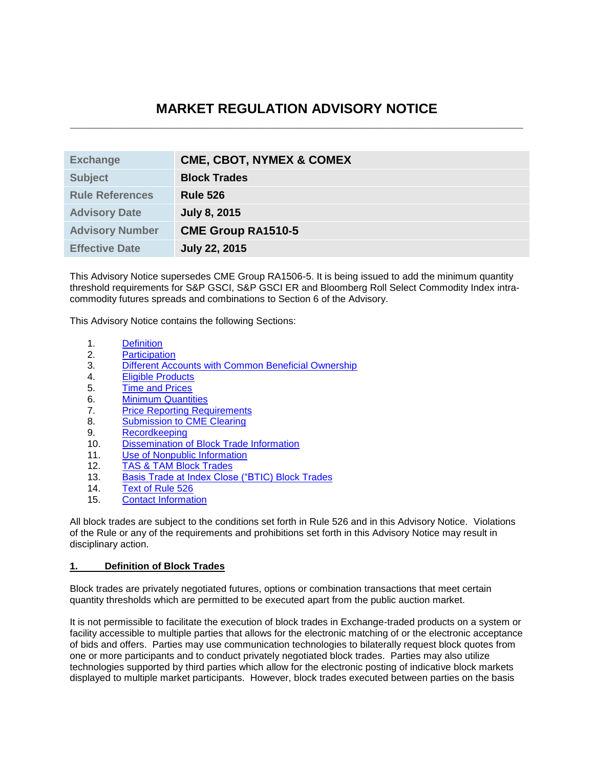# MARKET REGULATION ADVISORY NOTICE

| Exchange | CME, CBOT, NYMEX & COMEX |
|---|---|
| Subject | Block Trades |
| Rule References | Rule 526 |
| Advisory Date | July 8, 2015 |
| Advisory Number | CME Group RA1510-5 |
| Effective Date | July 22, 2015 |

This Advisory Notice supersedes CME Group RA1506-5. It is being issued to add the minimum quantity threshold requirements for S&P GSCI, S&P GSCI ER and Bloomberg Roll Select Commodity Index intra-commodity futures spreads and combinations to Section 6 of the Advisory.

This Advisory Notice contains the following Sections:

1. Definition
2. Participation
3. Different Accounts with Common Beneficial Ownership
4. Eligible Products
5. Time and Prices
6. Minimum Quantities
7. Price Reporting Requirements
8. Submission to CME Clearing
9. Recordkeeping
10. Dissemination of Block Trade Information
11. Use of Nonpublic Information
12. TAS & TAM Block Trades
13. Basis Trade at Index Close ("BTIC) Block Trades
14. Text of Rule 526
15. Contact Information

All block trades are subject to the conditions set forth in Rule 526 and in this Advisory Notice. Violations of the Rule or any of the requirements and prohibitions set forth in this Advisory Notice may result in disciplinary action.

## 1. Definition of Block Trades

Block trades are privately negotiated futures, options or combination transactions that meet certain quantity thresholds which are permitted to be executed apart from the public auction market.

It is not permissible to facilitate the execution of block trades in Exchange-traded products on a system or facility accessible to multiple parties that allows for the electronic matching of or the electronic acceptance of bids and offers. Parties may use communication technologies to bilaterally request block quotes from one or more participants and to conduct privately negotiated block trades. Parties may also utilize technologies supported by third parties which allow for the electronic posting of indicative block markets displayed to multiple market participants. However, block trades executed between parties on the basis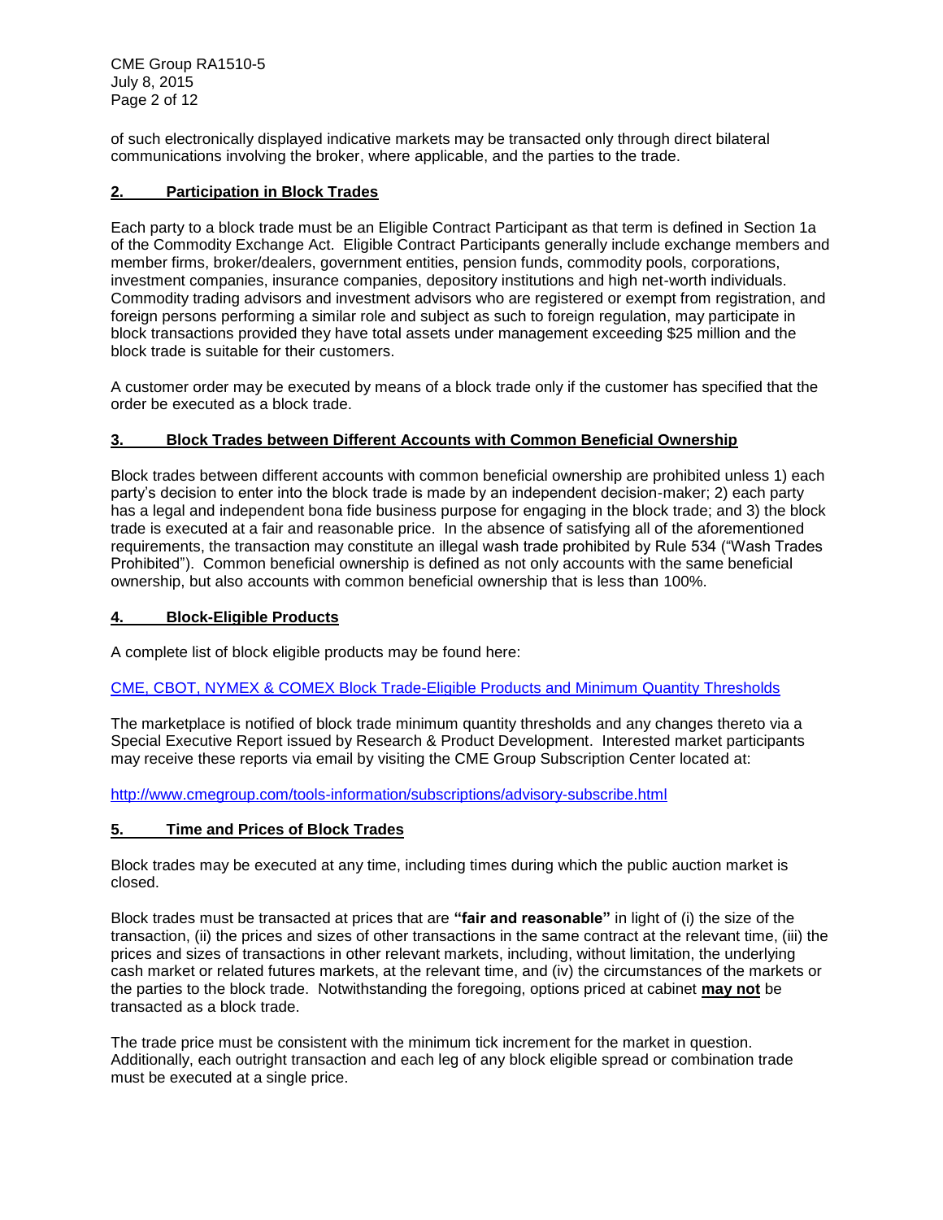of such electronically displayed indicative markets may be transacted only through direct bilateral communications involving the broker, where applicable, and the parties to the trade.

## 2. Participation in Block Trades

Each party to a block trade must be an Eligible Contract Participant as that term is defined in Section 1a of the Commodity Exchange Act. Eligible Contract Participants generally include exchange members and member firms, broker/dealers, government entities, pension funds, commodity pools, corporations, investment companies, insurance companies, depository institutions and high net-worth individuals. Commodity trading advisors and investment advisors who are registered or exempt from registration, and foreign persons performing a similar role and subject as such to foreign regulation, may participate in block transactions provided they have total assets under management exceeding $25 million and the block trade is suitable for their customers.

A customer order may be executed by means of a block trade only if the customer has specified that the order be executed as a block trade.

## 3. Block Trades between Different Accounts with Common Beneficial Ownership

Block trades between different accounts with common beneficial ownership are prohibited unless 1) each party's decision to enter into the block trade is made by an independent decision-maker; 2) each party has a legal and independent bona fide business purpose for engaging in the block trade; and 3) the block trade is executed at a fair and reasonable price. In the absence of satisfying all of the aforementioned requirements, the transaction may constitute an illegal wash trade prohibited by Rule 534 ("Wash Trades Prohibited"). Common beneficial ownership is defined as not only accounts with the same beneficial ownership, but also accounts with common beneficial ownership that is less than 100%.

## 4. Block-Eligible Products

A complete list of block eligible products may be found here:

CME, CBOT, NYMEX & COMEX Block Trade-Eligible Products and Minimum Quantity Thresholds

The marketplace is notified of block trade minimum quantity thresholds and any changes thereto via a Special Executive Report issued by Research & Product Development. Interested market participants may receive these reports via email by visiting the CME Group Subscription Center located at:

http://www.cmegroup.com/tools-information/subscriptions/advisory-subscribe.html

## 5. Time and Prices of Block Trades

Block trades may be executed at any time, including times during which the public auction market is closed.

Block trades must be transacted at prices that are **"fair and reasonable"** in light of (i) the size of the transaction, (ii) the prices and sizes of other transactions in the same contract at the relevant time, (iii) the prices and sizes of transactions in other relevant markets, including, without limitation, the underlying cash market or related futures markets, at the relevant time, and (iv) the circumstances of the markets or the parties to the block trade. Notwithstanding the foregoing, options priced at cabinet **may not** be transacted as a block trade.

The trade price must be consistent with the minimum tick increment for the market in question. Additionally, each outright transaction and each leg of any block eligible spread or combination trade must be executed at a single price.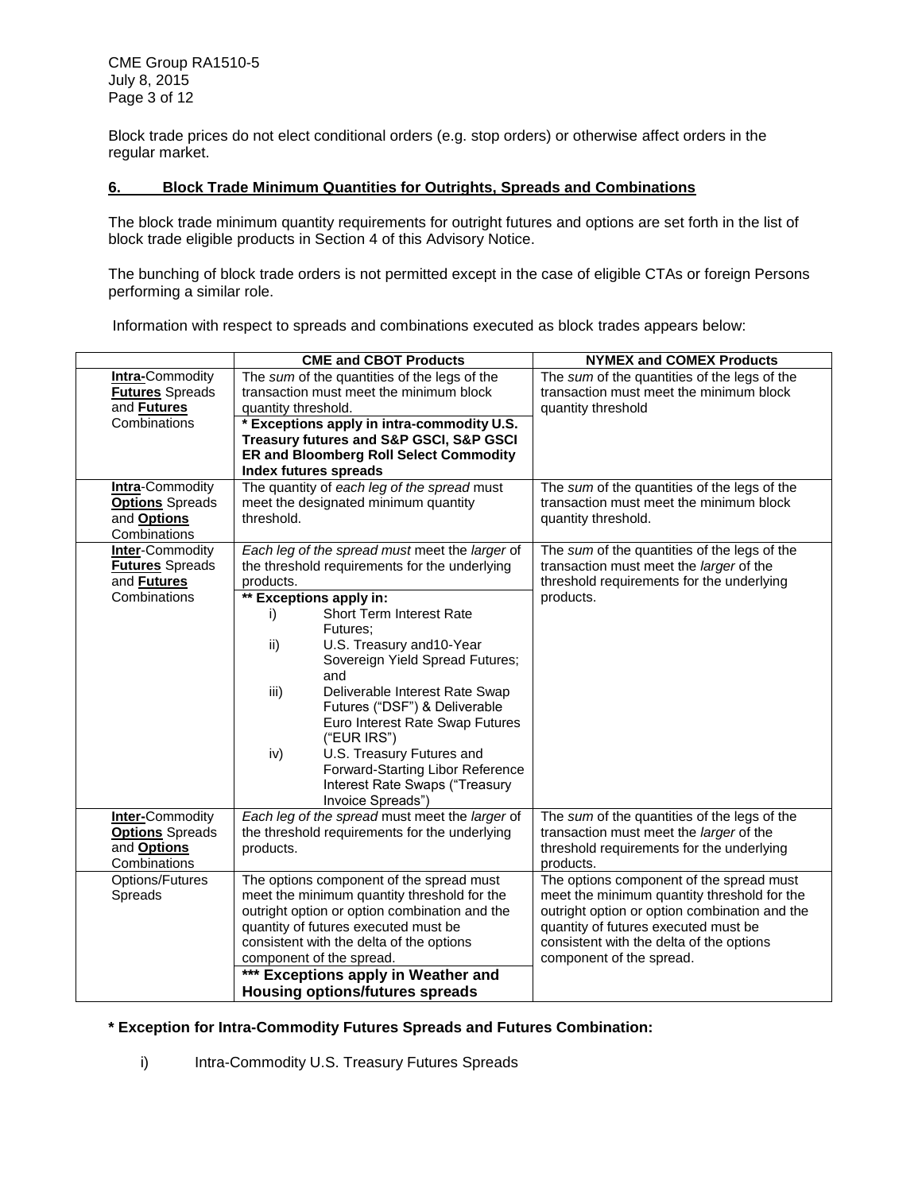Block trade prices do not elect conditional orders (e.g. stop orders) or otherwise affect orders in the regular market.

## 6. Block Trade Minimum Quantities for Outrights, Spreads and Combinations

The block trade minimum quantity requirements for outright futures and options are set forth in the list of block trade eligible products in Section 4 of this Advisory Notice.

The bunching of block trade orders is not permitted except in the case of eligible CTAs or foreign Persons performing a similar role.

Information with respect to spreads and combinations executed as block trades appears below:

| | CME and CBOT Products | NYMEX and COMEX Products |
|---|---|---|
| **Intra-**Commodity **Futures** Spreads and **Futures** Combinations | The *sum* of the quantities of the legs of the transaction must meet the minimum block quantity threshold. **\* Exceptions apply in intra-commodity U.S. Treasury futures and S&P GSCI, S&P GSCI ER and Bloomberg Roll Select Commodity Index futures spreads** | The *sum* of the quantities of the legs of the transaction must meet the minimum block quantity threshold |
| **Intra**-Commodity **Options** Spreads and **Options** Combinations | The quantity of *each leg of the spread* must meet the designated minimum quantity threshold. | The *sum* of the quantities of the legs of the transaction must meet the minimum block quantity threshold. |
| **Inter**-Commodity **Futures** Spreads and **Futures** Combinations | *Each leg of the spread must* meet the *larger* of the threshold requirements for the underlying products. **\*\* Exceptions apply in:** i) Short Term Interest Rate Futures; ii) U.S. Treasury and10-Year Sovereign Yield Spread Futures; and iii) Deliverable Interest Rate Swap Futures ("DSF") & Deliverable Euro Interest Rate Swap Futures ("EUR IRS") iv) U.S. Treasury Futures and Forward-Starting Libor Reference Interest Rate Swaps ("Treasury Invoice Spreads") | The *sum* of the quantities of the legs of the transaction must meet the *larger* of the threshold requirements for the underlying products. |
| **Inter-**Commodity **Options** Spreads and **Options** Combinations | *Each leg of the spread* must meet the *larger* of the threshold requirements for the underlying products. | The *sum* of the quantities of the legs of the transaction must meet the *larger* of the threshold requirements for the underlying products. |
| Options/Futures Spreads | The options component of the spread must meet the minimum quantity threshold for the outright option or option combination and the quantity of futures executed must be consistent with the delta of the options component of the spread. **\*\*\* Exceptions apply in Weather and Housing options/futures spreads** | The options component of the spread must meet the minimum quantity threshold for the outright option or option combination and the quantity of futures executed must be consistent with the delta of the options component of the spread. |

**\* Exception for Intra-Commodity Futures Spreads and Futures Combination:**

i) Intra-Commodity U.S. Treasury Futures Spreads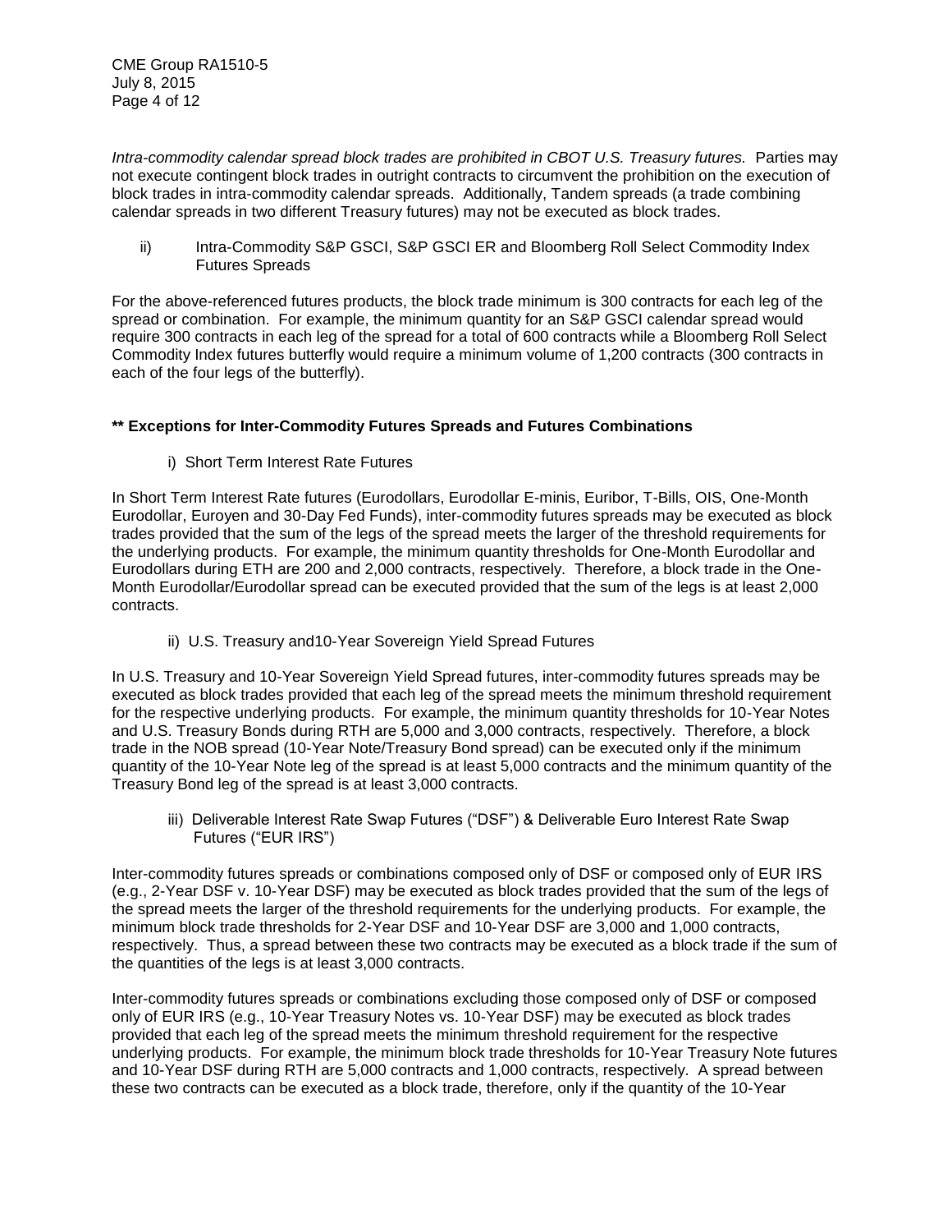*Intra-commodity calendar spread block trades are prohibited in CBOT U.S. Treasury futures.* Parties may not execute contingent block trades in outright contracts to circumvent the prohibition on the execution of block trades in intra-commodity calendar spreads. Additionally, Tandem spreads (a trade combining calendar spreads in two different Treasury futures) may not be executed as block trades.

ii) Intra-Commodity S&P GSCI, S&P GSCI ER and Bloomberg Roll Select Commodity Index Futures Spreads

For the above-referenced futures products, the block trade minimum is 300 contracts for each leg of the spread or combination. For example, the minimum quantity for an S&P GSCI calendar spread would require 300 contracts in each leg of the spread for a total of 600 contracts while a Bloomberg Roll Select Commodity Index futures butterfly would require a minimum volume of 1,200 contracts (300 contracts in each of the four legs of the butterfly).

**** Exceptions for Inter-Commodity Futures Spreads and Futures Combinations**

i) Short Term Interest Rate Futures

In Short Term Interest Rate futures (Eurodollars, Eurodollar E-minis, Euribor, T-Bills, OIS, One-Month Eurodollar, Euroyen and 30-Day Fed Funds), inter-commodity futures spreads may be executed as block trades provided that the sum of the legs of the spread meets the larger of the threshold requirements for the underlying products. For example, the minimum quantity thresholds for One-Month Eurodollar and Eurodollars during ETH are 200 and 2,000 contracts, respectively. Therefore, a block trade in the One-Month Eurodollar/Eurodollar spread can be executed provided that the sum of the legs is at least 2,000 contracts.

ii) U.S. Treasury and10-Year Sovereign Yield Spread Futures

In U.S. Treasury and 10-Year Sovereign Yield Spread futures, inter-commodity futures spreads may be executed as block trades provided that each leg of the spread meets the minimum threshold requirement for the respective underlying products. For example, the minimum quantity thresholds for 10-Year Notes and U.S. Treasury Bonds during RTH are 5,000 and 3,000 contracts, respectively. Therefore, a block trade in the NOB spread (10-Year Note/Treasury Bond spread) can be executed only if the minimum quantity of the 10-Year Note leg of the spread is at least 5,000 contracts and the minimum quantity of the Treasury Bond leg of the spread is at least 3,000 contracts.

iii) Deliverable Interest Rate Swap Futures ("DSF") & Deliverable Euro Interest Rate Swap Futures ("EUR IRS")

Inter-commodity futures spreads or combinations composed only of DSF or composed only of EUR IRS (e.g., 2-Year DSF v. 10-Year DSF) may be executed as block trades provided that the sum of the legs of the spread meets the larger of the threshold requirements for the underlying products. For example, the minimum block trade thresholds for 2-Year DSF and 10-Year DSF are 3,000 and 1,000 contracts, respectively. Thus, a spread between these two contracts may be executed as a block trade if the sum of the quantities of the legs is at least 3,000 contracts.

Inter-commodity futures spreads or combinations excluding those composed only of DSF or composed only of EUR IRS (e.g., 10-Year Treasury Notes vs. 10-Year DSF) may be executed as block trades provided that each leg of the spread meets the minimum threshold requirement for the respective underlying products. For example, the minimum block trade thresholds for 10-Year Treasury Note futures and 10-Year DSF during RTH are 5,000 contracts and 1,000 contracts, respectively. A spread between these two contracts can be executed as a block trade, therefore, only if the quantity of the 10-Year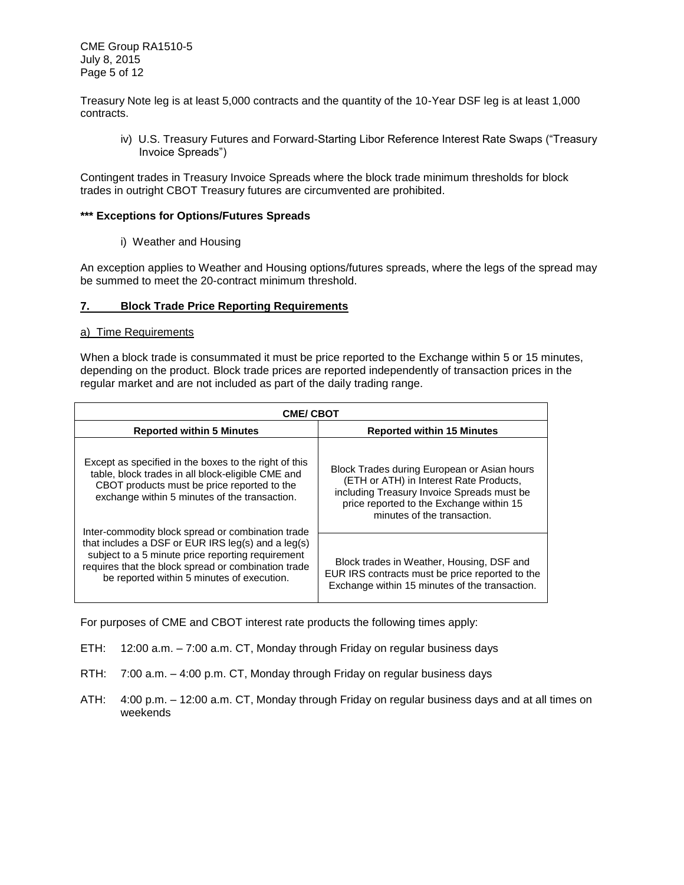Treasury Note leg is at least 5,000 contracts and the quantity of the 10-Year DSF leg is at least 1,000 contracts.

iv) U.S. Treasury Futures and Forward-Starting Libor Reference Interest Rate Swaps ("Treasury Invoice Spreads")

Contingent trades in Treasury Invoice Spreads where the block trade minimum thresholds for block trades in outright CBOT Treasury futures are circumvented are prohibited.

**\*\*\* Exceptions for Options/Futures Spreads**

i) Weather and Housing

An exception applies to Weather and Housing options/futures spreads, where the legs of the spread may be summed to meet the 20-contract minimum threshold.

## 7. Block Trade Price Reporting Requirements

a) Time Requirements

When a block trade is consummated it must be price reported to the Exchange within 5 or 15 minutes, depending on the product. Block trade prices are reported independently of transaction prices in the regular market and are not included as part of the daily trading range.

| CME/ CBOT | |
|---|---|
| **Reported within 5 Minutes** | **Reported within 15 Minutes** |
| Except as specified in the boxes to the right of this table, block trades in all block-eligible CME and CBOT products must be price reported to the exchange within 5 minutes of the transaction.<br><br>Inter-commodity block spread or combination trade that includes a DSF or EUR IRS leg(s) and a leg(s) subject to a 5 minute price reporting requirement requires that the block spread or combination trade be reported within 5 minutes of execution. | Block Trades during European or Asian hours (ETH or ATH) in Interest Rate Products, including Treasury Invoice Spreads must be price reported to the Exchange within 15 minutes of the transaction.<br><br>Block trades in Weather, Housing, DSF and EUR IRS contracts must be price reported to the Exchange within 15 minutes of the transaction. |

For purposes of CME and CBOT interest rate products the following times apply:

ETH: 12:00 a.m. – 7:00 a.m. CT, Monday through Friday on regular business days

RTH: 7:00 a.m. – 4:00 p.m. CT, Monday through Friday on regular business days

ATH: 4:00 p.m. – 12:00 a.m. CT, Monday through Friday on regular business days and at all times on weekends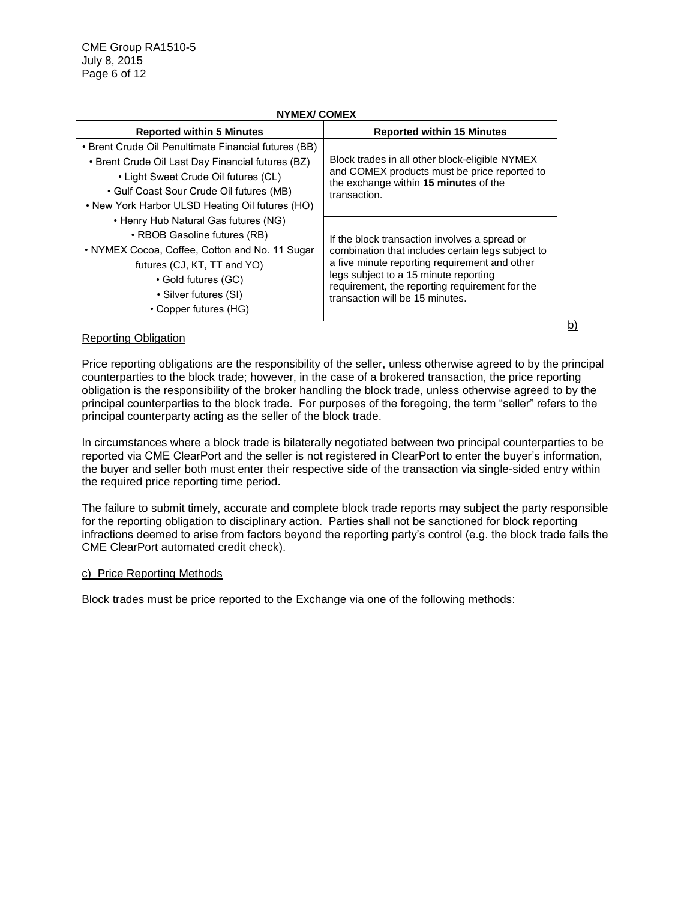| NYMEX/ COMEX | |
|---|---|
| **Reported within 5 Minutes** | **Reported within 15 Minutes** |
| • Brent Crude Oil Penultimate Financial futures (BB)<br>• Brent Crude Oil Last Day Financial futures (BZ)<br>• Light Sweet Crude Oil futures (CL)<br>• Gulf Coast Sour Crude Oil futures (MB)<br>• New York Harbor ULSD Heating Oil futures (HO)<br>• Henry Hub Natural Gas futures (NG)<br>• RBOB Gasoline futures (RB)<br>• NYMEX Cocoa, Coffee, Cotton and No. 11 Sugar futures (CJ, KT, TT and YO)<br>• Gold futures (GC)<br>• Silver futures (SI)<br>• Copper futures (HG) | Block trades in all other block-eligible NYMEX and COMEX products must be price reported to the exchange within **15 minutes** of the transaction.<br><br>If the block transaction involves a spread or combination that includes certain legs subject to a five minute reporting requirement and other legs subject to a 15 minute reporting requirement, the reporting requirement for the transaction will be 15 minutes. |

b) Reporting Obligation

Price reporting obligations are the responsibility of the seller, unless otherwise agreed to by the principal counterparties to the block trade; however, in the case of a brokered transaction, the price reporting obligation is the responsibility of the broker handling the block trade, unless otherwise agreed to by the principal counterparties to the block trade. For purposes of the foregoing, the term "seller" refers to the principal counterparty acting as the seller of the block trade.

In circumstances where a block trade is bilaterally negotiated between two principal counterparties to be reported via CME ClearPort and the seller is not registered in ClearPort to enter the buyer's information, the buyer and seller both must enter their respective side of the transaction via single-sided entry within the required price reporting time period.

The failure to submit timely, accurate and complete block trade reports may subject the party responsible for the reporting obligation to disciplinary action. Parties shall not be sanctioned for block reporting infractions deemed to arise from factors beyond the reporting party's control (e.g. the block trade fails the CME ClearPort automated credit check).

c) Price Reporting Methods

Block trades must be price reported to the Exchange via one of the following methods: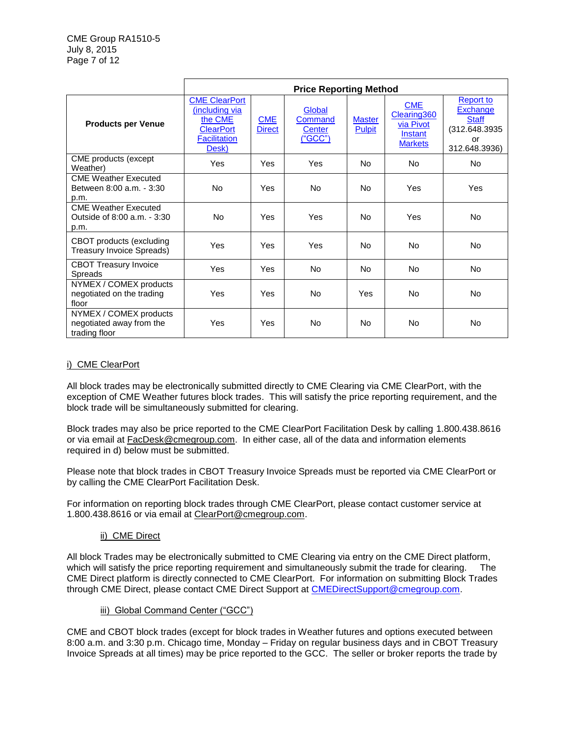| Products per Venue | Price Reporting Method | | | | | |
|---|---|---|---|---|---|---|
| | CME ClearPort (including via the CME ClearPort Facilitation Desk) | CME Direct | Global Command Center ("GCC") | Master Pulpit | CME Clearing360 via Pivot Instant Markets | Report to Exchange Staff (312.648.3935 or 312.648.3936) |
| CME products (except Weather) | Yes | Yes | Yes | No | No | No |
| CME Weather Executed Between 8:00 a.m. - 3:30 p.m. | No | Yes | No | No | Yes | Yes |
| CME Weather Executed Outside of 8:00 a.m. - 3:30 p.m. | No | Yes | Yes | No | Yes | No |
| CBOT products (excluding Treasury Invoice Spreads) | Yes | Yes | Yes | No | No | No |
| CBOT Treasury Invoice Spreads | Yes | Yes | No | No | No | No |
| NYMEX / COMEX products negotiated on the trading floor | Yes | Yes | No | Yes | No | No |
| NYMEX / COMEX products negotiated away from the trading floor | Yes | Yes | No | No | No | No |

i) CME ClearPort

All block trades may be electronically submitted directly to CME Clearing via CME ClearPort, with the exception of CME Weather futures block trades. This will satisfy the price reporting requirement, and the block trade will be simultaneously submitted for clearing.

Block trades may also be price reported to the CME ClearPort Facilitation Desk by calling 1.800.438.8616 or via email at FacDesk@cmegroup.com. In either case, all of the data and information elements required in d) below must be submitted.

Please note that block trades in CBOT Treasury Invoice Spreads must be reported via CME ClearPort or by calling the CME ClearPort Facilitation Desk.

For information on reporting block trades through CME ClearPort, please contact customer service at 1.800.438.8616 or via email at ClearPort@cmegroup.com.

ii) CME Direct

All block Trades may be electronically submitted to CME Clearing via entry on the CME Direct platform, which will satisfy the price reporting requirement and simultaneously submit the trade for clearing. The CME Direct platform is directly connected to CME ClearPort. For information on submitting Block Trades through CME Direct, please contact CME Direct Support at CMEDirectSupport@cmegroup.com.

iii) Global Command Center ("GCC")

CME and CBOT block trades (except for block trades in Weather futures and options executed between 8:00 a.m. and 3:30 p.m. Chicago time, Monday – Friday on regular business days and in CBOT Treasury Invoice Spreads at all times) may be price reported to the GCC. The seller or broker reports the trade by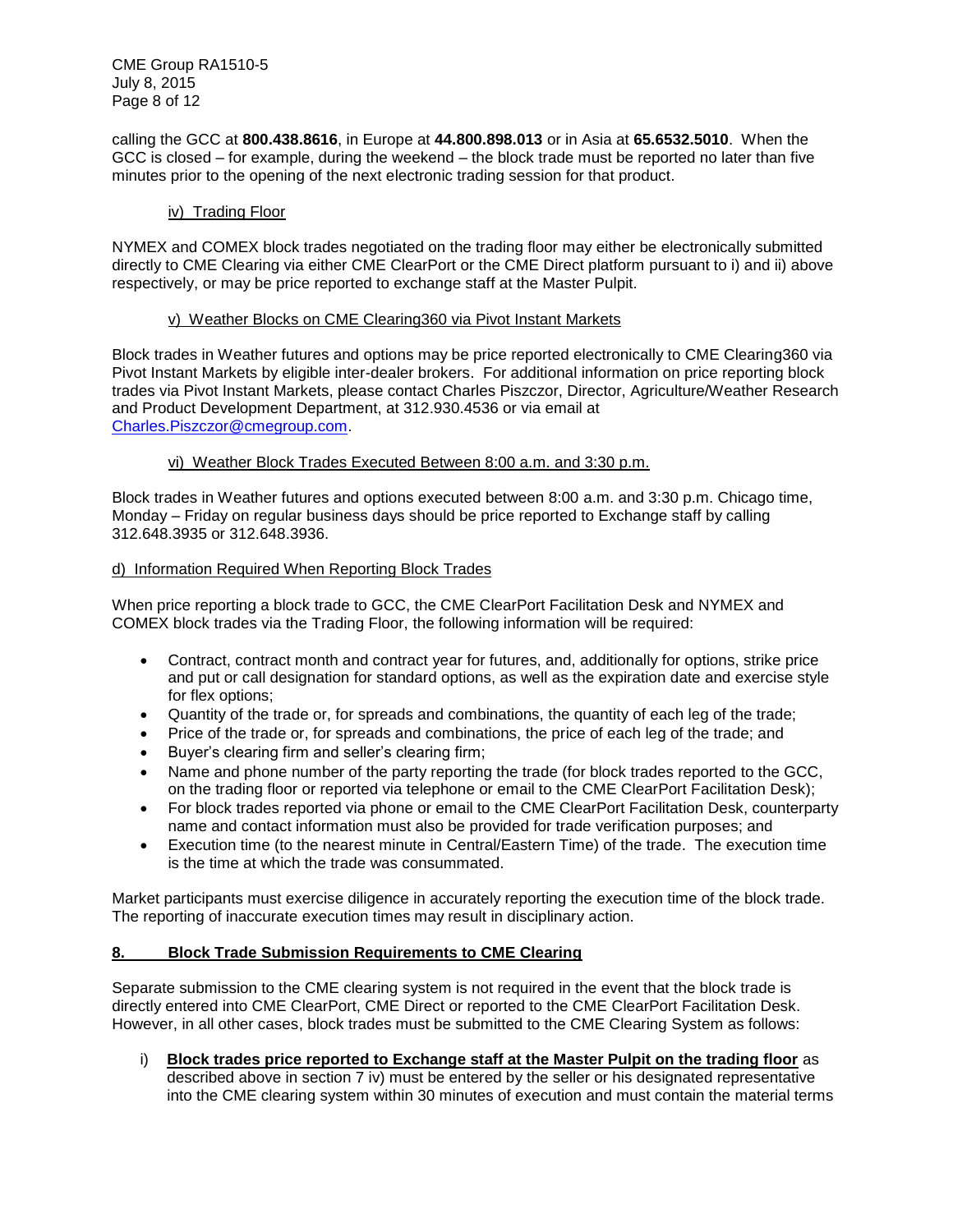calling the GCC at **800.438.8616**, in Europe at **44.800.898.013** or in Asia at **65.6532.5010**. When the GCC is closed – for example, during the weekend – the block trade must be reported no later than five minutes prior to the opening of the next electronic trading session for that product.

iv) Trading Floor

NYMEX and COMEX block trades negotiated on the trading floor may either be electronically submitted directly to CME Clearing via either CME ClearPort or the CME Direct platform pursuant to i) and ii) above respectively, or may be price reported to exchange staff at the Master Pulpit.

v) Weather Blocks on CME Clearing360 via Pivot Instant Markets

Block trades in Weather futures and options may be price reported electronically to CME Clearing360 via Pivot Instant Markets by eligible inter-dealer brokers. For additional information on price reporting block trades via Pivot Instant Markets, please contact Charles Piszczor, Director, Agriculture/Weather Research and Product Development Department, at 312.930.4536 or via email at Charles.Piszczor@cmegroup.com.

vi) Weather Block Trades Executed Between 8:00 a.m. and 3:30 p.m.

Block trades in Weather futures and options executed between 8:00 a.m. and 3:30 p.m. Chicago time, Monday – Friday on regular business days should be price reported to Exchange staff by calling 312.648.3935 or 312.648.3936.

d) Information Required When Reporting Block Trades

When price reporting a block trade to GCC, the CME ClearPort Facilitation Desk and NYMEX and COMEX block trades via the Trading Floor, the following information will be required:

- Contract, contract month and contract year for futures, and, additionally for options, strike price and put or call designation for standard options, as well as the expiration date and exercise style for flex options;
- Quantity of the trade or, for spreads and combinations, the quantity of each leg of the trade;
- Price of the trade or, for spreads and combinations, the price of each leg of the trade; and
- Buyer's clearing firm and seller's clearing firm;
- Name and phone number of the party reporting the trade (for block trades reported to the GCC, on the trading floor or reported via telephone or email to the CME ClearPort Facilitation Desk);
- For block trades reported via phone or email to the CME ClearPort Facilitation Desk, counterparty name and contact information must also be provided for trade verification purposes; and
- Execution time (to the nearest minute in Central/Eastern Time) of the trade. The execution time is the time at which the trade was consummated.

Market participants must exercise diligence in accurately reporting the execution time of the block trade. The reporting of inaccurate execution times may result in disciplinary action.

## 8. Block Trade Submission Requirements to CME Clearing

Separate submission to the CME clearing system is not required in the event that the block trade is directly entered into CME ClearPort, CME Direct or reported to the CME ClearPort Facilitation Desk. However, in all other cases, block trades must be submitted to the CME Clearing System as follows:

i) **Block trades price reported to Exchange staff at the Master Pulpit on the trading floor** as described above in section 7 iv) must be entered by the seller or his designated representative into the CME clearing system within 30 minutes of execution and must contain the material terms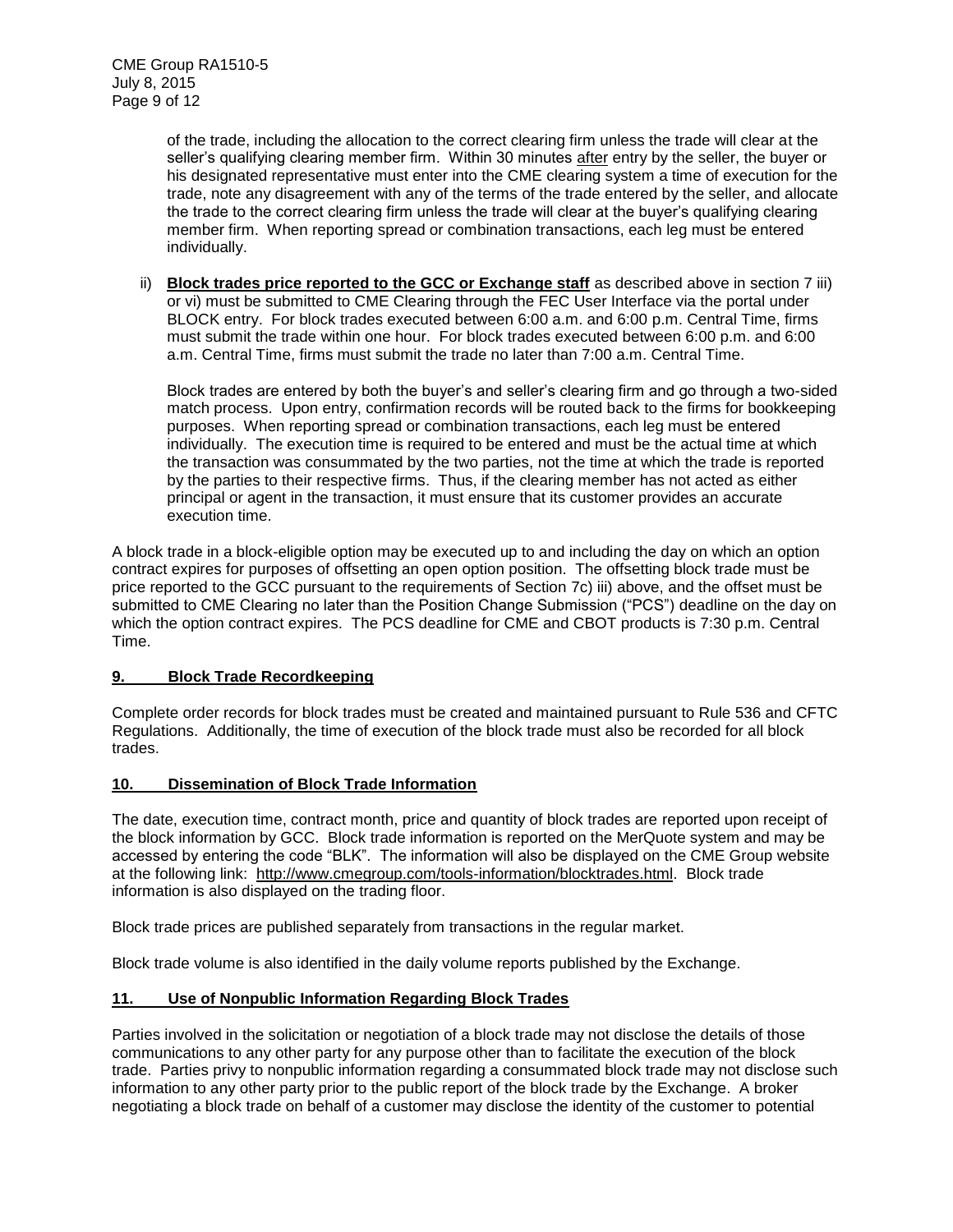of the trade, including the allocation to the correct clearing firm unless the trade will clear at the seller's qualifying clearing member firm. Within 30 minutes after entry by the seller, the buyer or his designated representative must enter into the CME clearing system a time of execution for the trade, note any disagreement with any of the terms of the trade entered by the seller, and allocate the trade to the correct clearing firm unless the trade will clear at the buyer's qualifying clearing member firm. When reporting spread or combination transactions, each leg must be entered individually.

ii) **Block trades price reported to the GCC or Exchange staff** as described above in section 7 iii) or vi) must be submitted to CME Clearing through the FEC User Interface via the portal under BLOCK entry. For block trades executed between 6:00 a.m. and 6:00 p.m. Central Time, firms must submit the trade within one hour. For block trades executed between 6:00 p.m. and 6:00 a.m. Central Time, firms must submit the trade no later than 7:00 a.m. Central Time.

Block trades are entered by both the buyer's and seller's clearing firm and go through a two-sided match process. Upon entry, confirmation records will be routed back to the firms for bookkeeping purposes. When reporting spread or combination transactions, each leg must be entered individually. The execution time is required to be entered and must be the actual time at which the transaction was consummated by the two parties, not the time at which the trade is reported by the parties to their respective firms. Thus, if the clearing member has not acted as either principal or agent in the transaction, it must ensure that its customer provides an accurate execution time.

A block trade in a block-eligible option may be executed up to and including the day on which an option contract expires for purposes of offsetting an open option position. The offsetting block trade must be price reported to the GCC pursuant to the requirements of Section 7c) iii) above, and the offset must be submitted to CME Clearing no later than the Position Change Submission ("PCS") deadline on the day on which the option contract expires. The PCS deadline for CME and CBOT products is 7:30 p.m. Central Time.

## 9. Block Trade Recordkeeping

Complete order records for block trades must be created and maintained pursuant to Rule 536 and CFTC Regulations. Additionally, the time of execution of the block trade must also be recorded for all block trades.

## 10. Dissemination of Block Trade Information

The date, execution time, contract month, price and quantity of block trades are reported upon receipt of the block information by GCC. Block trade information is reported on the MerQuote system and may be accessed by entering the code "BLK". The information will also be displayed on the CME Group website at the following link: http://www.cmegroup.com/tools-information/blocktrades.html. Block trade information is also displayed on the trading floor.

Block trade prices are published separately from transactions in the regular market.

Block trade volume is also identified in the daily volume reports published by the Exchange.

## 11. Use of Nonpublic Information Regarding Block Trades

Parties involved in the solicitation or negotiation of a block trade may not disclose the details of those communications to any other party for any purpose other than to facilitate the execution of the block trade. Parties privy to nonpublic information regarding a consummated block trade may not disclose such information to any other party prior to the public report of the block trade by the Exchange. A broker negotiating a block trade on behalf of a customer may disclose the identity of the customer to potential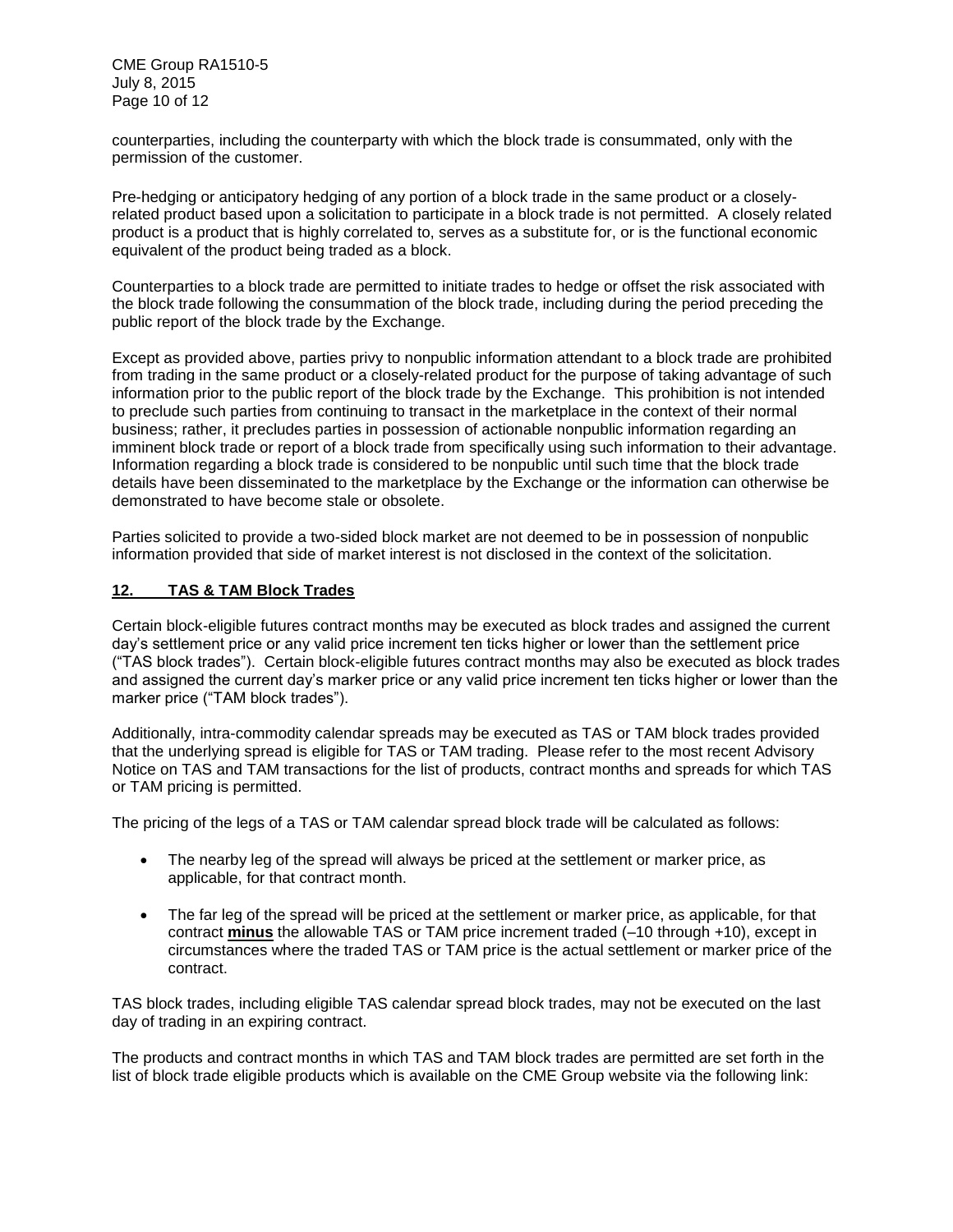counterparties, including the counterparty with which the block trade is consummated, only with the permission of the customer.

Pre-hedging or anticipatory hedging of any portion of a block trade in the same product or a closely-related product based upon a solicitation to participate in a block trade is not permitted. A closely related product is a product that is highly correlated to, serves as a substitute for, or is the functional economic equivalent of the product being traded as a block.

Counterparties to a block trade are permitted to initiate trades to hedge or offset the risk associated with the block trade following the consummation of the block trade, including during the period preceding the public report of the block trade by the Exchange.

Except as provided above, parties privy to nonpublic information attendant to a block trade are prohibited from trading in the same product or a closely-related product for the purpose of taking advantage of such information prior to the public report of the block trade by the Exchange. This prohibition is not intended to preclude such parties from continuing to transact in the marketplace in the context of their normal business; rather, it precludes parties in possession of actionable nonpublic information regarding an imminent block trade or report of a block trade from specifically using such information to their advantage. Information regarding a block trade is considered to be nonpublic until such time that the block trade details have been disseminated to the marketplace by the Exchange or the information can otherwise be demonstrated to have become stale or obsolete.

Parties solicited to provide a two-sided block market are not deemed to be in possession of nonpublic information provided that side of market interest is not disclosed in the context of the solicitation.

## 12. TAS & TAM Block Trades

Certain block-eligible futures contract months may be executed as block trades and assigned the current day's settlement price or any valid price increment ten ticks higher or lower than the settlement price ("TAS block trades"). Certain block-eligible futures contract months may also be executed as block trades and assigned the current day's marker price or any valid price increment ten ticks higher or lower than the marker price ("TAM block trades").

Additionally, intra-commodity calendar spreads may be executed as TAS or TAM block trades provided that the underlying spread is eligible for TAS or TAM trading. Please refer to the most recent Advisory Notice on TAS and TAM transactions for the list of products, contract months and spreads for which TAS or TAM pricing is permitted.

The pricing of the legs of a TAS or TAM calendar spread block trade will be calculated as follows:

- The nearby leg of the spread will always be priced at the settlement or marker price, as applicable, for that contract month.
- The far leg of the spread will be priced at the settlement or marker price, as applicable, for that contract **minus** the allowable TAS or TAM price increment traded (–10 through +10), except in circumstances where the traded TAS or TAM price is the actual settlement or marker price of the contract.

TAS block trades, including eligible TAS calendar spread block trades, may not be executed on the last day of trading in an expiring contract.

The products and contract months in which TAS and TAM block trades are permitted are set forth in the list of block trade eligible products which is available on the CME Group website via the following link: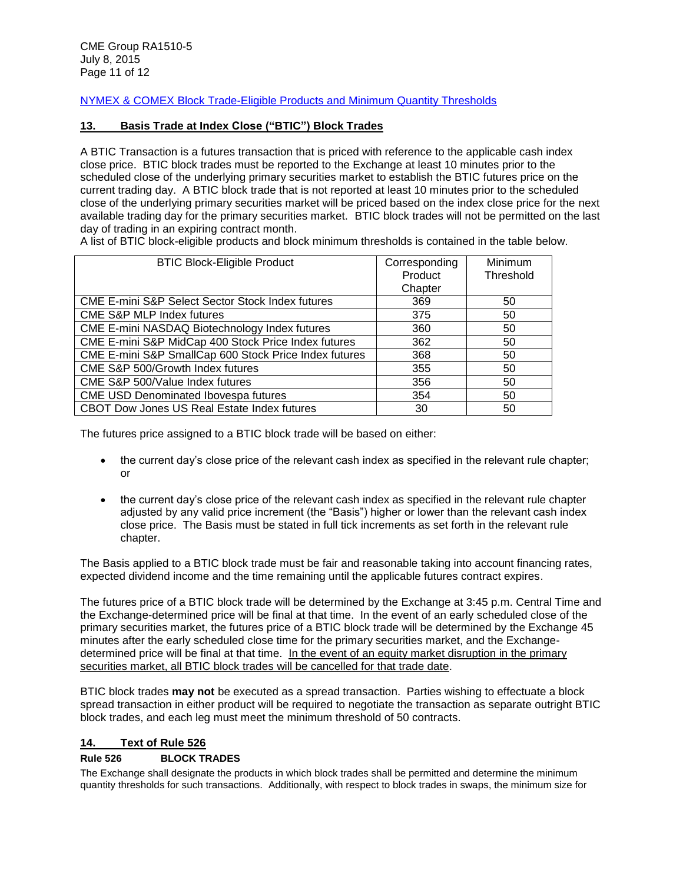[NYMEX & COMEX Block Trade-Eligible Products and Minimum Quantity Thresholds]

## 13. Basis Trade at Index Close ("BTIC") Block Trades

A BTIC Transaction is a futures transaction that is priced with reference to the applicable cash index close price. BTIC block trades must be reported to the Exchange at least 10 minutes prior to the scheduled close of the underlying primary securities market to establish the BTIC futures price on the current trading day. A BTIC block trade that is not reported at least 10 minutes prior to the scheduled close of the underlying primary securities market will be priced based on the index close price for the next available trading day for the primary securities market. BTIC block trades will not be permitted on the last day of trading in an expiring contract month.

A list of BTIC block-eligible products and block minimum thresholds is contained in the table below.

| BTIC Block-Eligible Product | Corresponding Product Chapter | Minimum Threshold |
|---|---|---|
| CME E-mini S&P Select Sector Stock Index futures | 369 | 50 |
| CME S&P MLP Index futures | 375 | 50 |
| CME E-mini NASDAQ Biotechnology Index futures | 360 | 50 |
| CME E-mini S&P MidCap 400 Stock Price Index futures | 362 | 50 |
| CME E-mini S&P SmallCap 600 Stock Price Index futures | 368 | 50 |
| CME S&P 500/Growth Index futures | 355 | 50 |
| CME S&P 500/Value Index futures | 356 | 50 |
| CME USD Denominated Ibovespa futures | 354 | 50 |
| CBOT Dow Jones US Real Estate Index futures | 30 | 50 |

The futures price assigned to a BTIC block trade will be based on either:

- the current day's close price of the relevant cash index as specified in the relevant rule chapter; or
- the current day's close price of the relevant cash index as specified in the relevant rule chapter adjusted by any valid price increment (the "Basis") higher or lower than the relevant cash index close price. The Basis must be stated in full tick increments as set forth in the relevant rule chapter.

The Basis applied to a BTIC block trade must be fair and reasonable taking into account financing rates, expected dividend income and the time remaining until the applicable futures contract expires.

The futures price of a BTIC block trade will be determined by the Exchange at 3:45 p.m. Central Time and the Exchange-determined price will be final at that time. In the event of an early scheduled close of the primary securities market, the futures price of a BTIC block trade will be determined by the Exchange 45 minutes after the early scheduled close time for the primary securities market, and the Exchange-determined price will be final at that time. <u>In the event of an equity market disruption in the primary securities market, all BTIC block trades will be cancelled for that trade date</u>.

BTIC block trades **may not** be executed as a spread transaction. Parties wishing to effectuate a block spread transaction in either product will be required to negotiate the transaction as separate outright BTIC block trades, and each leg must meet the minimum threshold of 50 contracts.

## 14. Text of Rule 526

**Rule 526 BLOCK TRADES**

The Exchange shall designate the products in which block trades shall be permitted and determine the minimum quantity thresholds for such transactions. Additionally, with respect to block trades in swaps, the minimum size for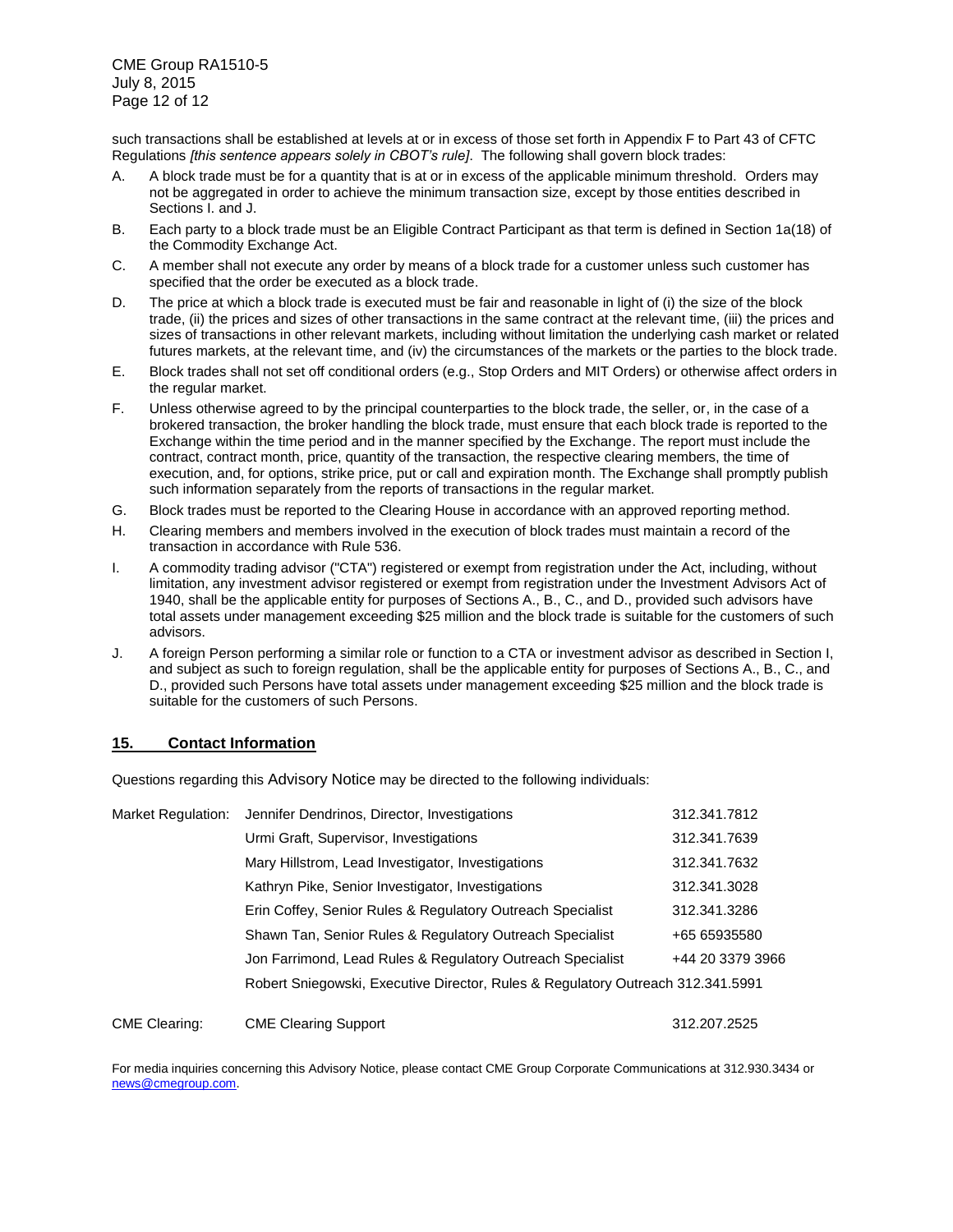such transactions shall be established at levels at or in excess of those set forth in Appendix F to Part 43 of CFTC Regulations *[this sentence appears solely in CBOT's rule]*. The following shall govern block trades:

A. A block trade must be for a quantity that is at or in excess of the applicable minimum threshold. Orders may not be aggregated in order to achieve the minimum transaction size, except by those entities described in Sections I. and J.

B. Each party to a block trade must be an Eligible Contract Participant as that term is defined in Section 1a(18) of the Commodity Exchange Act.

C. A member shall not execute any order by means of a block trade for a customer unless such customer has specified that the order be executed as a block trade.

D. The price at which a block trade is executed must be fair and reasonable in light of (i) the size of the block trade, (ii) the prices and sizes of other transactions in the same contract at the relevant time, (iii) the prices and sizes of transactions in other relevant markets, including without limitation the underlying cash market or related futures markets, at the relevant time, and (iv) the circumstances of the markets or the parties to the block trade.

E. Block trades shall not set off conditional orders (e.g., Stop Orders and MIT Orders) or otherwise affect orders in the regular market.

F. Unless otherwise agreed to by the principal counterparties to the block trade, the seller, or, in the case of a brokered transaction, the broker handling the block trade, must ensure that each block trade is reported to the Exchange within the time period and in the manner specified by the Exchange. The report must include the contract, contract month, price, quantity of the transaction, the respective clearing members, the time of execution, and, for options, strike price, put or call and expiration month. The Exchange shall promptly publish such information separately from the reports of transactions in the regular market.

G. Block trades must be reported to the Clearing House in accordance with an approved reporting method.

H. Clearing members and members involved in the execution of block trades must maintain a record of the transaction in accordance with Rule 536.

I. A commodity trading advisor ("CTA") registered or exempt from registration under the Act, including, without limitation, any investment advisor registered or exempt from registration under the Investment Advisors Act of 1940, shall be the applicable entity for purposes of Sections A., B., C., and D., provided such advisors have total assets under management exceeding $25 million and the block trade is suitable for the customers of such advisors.

J. A foreign Person performing a similar role or function to a CTA or investment advisor as described in Section I, and subject as such to foreign regulation, shall be the applicable entity for purposes of Sections A., B., C., and D., provided such Persons have total assets under management exceeding $25 million and the block trade is suitable for the customers of such Persons.

## 15. Contact Information

Questions regarding this Advisory Notice may be directed to the following individuals:

| | | |
|---|---|---|
| Market Regulation: | Jennifer Dendrinos, Director, Investigations | 312.341.7812 |
| | Urmi Graft, Supervisor, Investigations | 312.341.7639 |
| | Mary Hillstrom, Lead Investigator, Investigations | 312.341.7632 |
| | Kathryn Pike, Senior Investigator, Investigations | 312.341.3028 |
| | Erin Coffey, Senior Rules & Regulatory Outreach Specialist | 312.341.3286 |
| | Shawn Tan, Senior Rules & Regulatory Outreach Specialist | +65 65935580 |
| | Jon Farrimond, Lead Rules & Regulatory Outreach Specialist | +44 20 3379 3966 |
| | Robert Sniegowski, Executive Director, Rules & Regulatory Outreach | 312.341.5991 |
| CME Clearing: | CME Clearing Support | 312.207.2525 |

For media inquiries concerning this Advisory Notice, please contact CME Group Corporate Communications at 312.930.3434 or news@cmegroup.com.